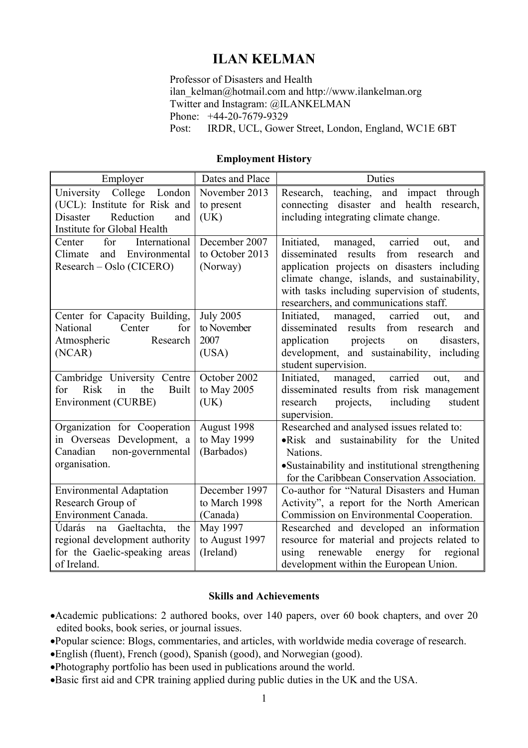# ILAN KELMAN

Professor of Disasters and Health
ilan_kelman@hotmail.com and http://www.ilankelman.org
Twitter and Instagram: @ILANKELMAN
Phone: +44-20-7679-9329
Post: IRDR, UCL, Gower Street, London, England, WC1E 6BT

## Employment History

| Employer | Dates and Place | Duties |
|---|---|---|
| University College London (UCL): Institute for Risk and Disaster Reduction and Institute for Global Health | November 2013 to present (UK) | Research, teaching, and impact through connecting disaster and health research, including integrating climate change. |
| Center for International Climate and Environmental Research – Oslo (CICERO) | December 2007 to October 2013 (Norway) | Initiated, managed, carried out, and disseminated results from research and application projects on disasters including climate change, islands, and sustainability, with tasks including supervision of students, researchers, and communications staff. |
| Center for Capacity Building, National Center for Atmospheric Research (NCAR) | July 2005 to November 2007 (USA) | Initiated, managed, carried out, and disseminated results from research and application projects on disasters, development, and sustainability, including student supervision. |
| Cambridge University Centre for Risk in the Built Environment (CURBE) | October 2002 to May 2005 (UK) | Initiated, managed, carried out, and disseminated results from risk management research projects, including student supervision. |
| Organization for Cooperation in Overseas Development, a Canadian non-governmental organisation. | August 1998 to May 1999 (Barbados) | Researched and analysed issues related to: •Risk and sustainability for the United Nations. •Sustainability and institutional strengthening for the Caribbean Conservation Association. |
| Environmental Adaptation Research Group of Environment Canada. | December 1997 to March 1998 (Canada) | Co-author for "Natural Disasters and Human Activity", a report for the North American Commission on Environmental Cooperation. |
| Údarás na Gaeltachta, the regional development authority for the Gaelic-speaking areas of Ireland. | May 1997 to August 1997 (Ireland) | Researched and developed an information resource for material and projects related to using renewable energy for regional development within the European Union. |

## Skills and Achievements

- Academic publications: 2 authored books, over 140 papers, over 60 book chapters, and over 20 edited books, book series, or journal issues.
- Popular science: Blogs, commentaries, and articles, with worldwide media coverage of research.
- English (fluent), French (good), Spanish (good), and Norwegian (good).
- Photography portfolio has been used in publications around the world.
- Basic first aid and CPR training applied during public duties in the UK and the USA.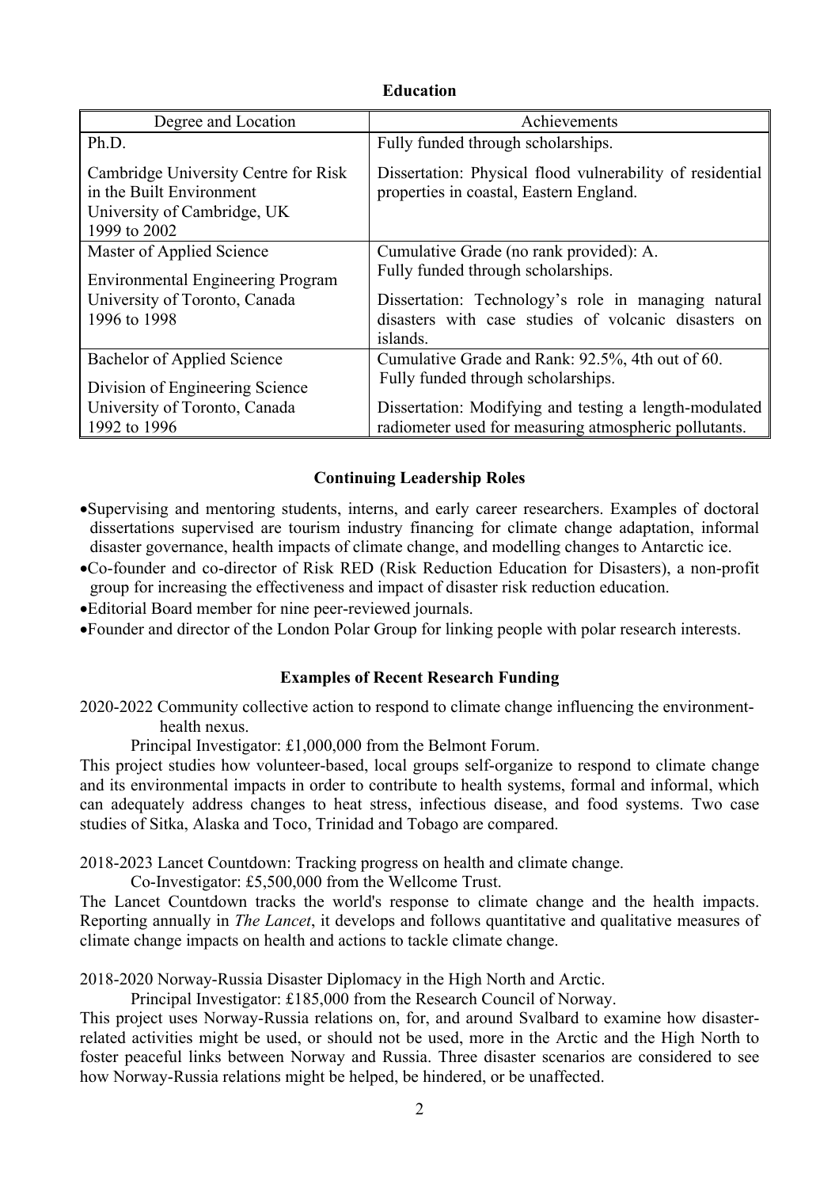## Education

| Degree and Location | Achievements |
| --- | --- |
| Ph.D.<br><br>Cambridge University Centre for Risk in the Built Environment<br>University of Cambridge, UK<br>1999 to 2002 | Fully funded through scholarships.<br><br>Dissertation: Physical flood vulnerability of residential properties in coastal, Eastern England. |
| Master of Applied Science<br><br>Environmental Engineering Program<br>University of Toronto, Canada<br>1996 to 1998 | Cumulative Grade (no rank provided): A.<br>Fully funded through scholarships.<br><br>Dissertation: Technology's role in managing natural disasters with case studies of volcanic disasters on islands. |
| Bachelor of Applied Science<br><br>Division of Engineering Science<br>University of Toronto, Canada<br>1992 to 1996 | Cumulative Grade and Rank: 92.5%, 4th out of 60.<br>Fully funded through scholarships.<br><br>Dissertation: Modifying and testing a length-modulated radiometer used for measuring atmospheric pollutants. |

## Continuing Leadership Roles

- Supervising and mentoring students, interns, and early career researchers. Examples of doctoral dissertations supervised are tourism industry financing for climate change adaptation, informal disaster governance, health impacts of climate change, and modelling changes to Antarctic ice.
- Co-founder and co-director of Risk RED (Risk Reduction Education for Disasters), a non-profit group for increasing the effectiveness and impact of disaster risk reduction education.
- Editorial Board member for nine peer-reviewed journals.
- Founder and director of the London Polar Group for linking people with polar research interests.

## Examples of Recent Research Funding

2020-2022 Community collective action to respond to climate change influencing the environment-health nexus.

Principal Investigator: £1,000,000 from the Belmont Forum.

This project studies how volunteer-based, local groups self-organize to respond to climate change and its environmental impacts in order to contribute to health systems, formal and informal, which can adequately address changes to heat stress, infectious disease, and food systems. Two case studies of Sitka, Alaska and Toco, Trinidad and Tobago are compared.

2018-2023 Lancet Countdown: Tracking progress on health and climate change.

Co-Investigator: £5,500,000 from the Wellcome Trust.

The Lancet Countdown tracks the world's response to climate change and the health impacts. Reporting annually in *The Lancet*, it develops and follows quantitative and qualitative measures of climate change impacts on health and actions to tackle climate change.

2018-2020 Norway-Russia Disaster Diplomacy in the High North and Arctic.

Principal Investigator: £185,000 from the Research Council of Norway.

This project uses Norway-Russia relations on, for, and around Svalbard to examine how disaster-related activities might be used, or should not be used, more in the Arctic and the High North to foster peaceful links between Norway and Russia. Three disaster scenarios are considered to see how Norway-Russia relations might be helped, be hindered, or be unaffected.